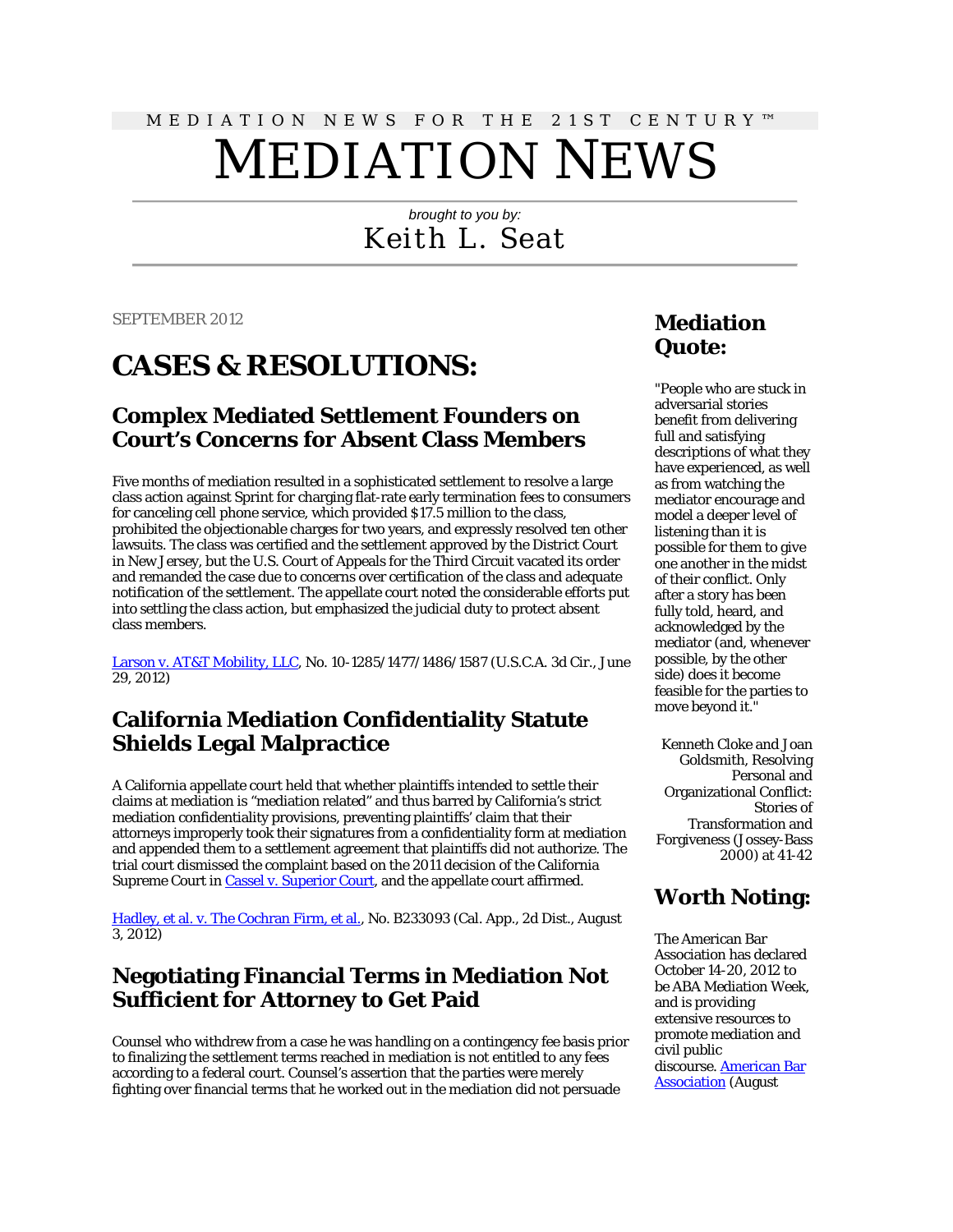MEDIATION NEWS FOR THE 21ST CENTURY ™

# MEDIATION NEWS

*brought to you by:*

Keith L. Seat

SEPTEMBER 2012

# CASES & RESOLUTIONS:

## Complex Mediated Settlement Founders on Court's Concerns for Absent Class Members

Five months of mediation resulted in a sophisticated settlement to resolve a large class action against Sprint for charging flat-rate early termination fees to consumers for canceling cell phone service, which provided $17.5 million to the class, prohibited the objectionable charges for two years, and expressly resolved ten other lawsuits. The class was certified and the settlement approved by the District Court in New Jersey, but the U.S. Court of Appeals for the Third Circuit vacated its order and remanded the case due to concerns over certification of the class and adequate notification of the settlement. The appellate court noted the considerable efforts put into settling the class action, but emphasized the judicial duty to protect absent class members.

Larson v. AT&T Mobility, LLC, No. 10-1285/1477/1486/1587 (U.S.C.A. 3d Cir., June 29, 2012)

## California Mediation Confidentiality Statute Shields Legal Malpractice

A California appellate court held that whether plaintiffs intended to settle their claims at mediation is "mediation related" and thus barred by California's strict mediation confidentiality provisions, preventing plaintiffs' claim that their attorneys improperly took their signatures from a confidentiality form at mediation and appended them to a settlement agreement that plaintiffs did not authorize. The trial court dismissed the complaint based on the 2011 decision of the California Supreme Court in Cassel v. Superior Court, and the appellate court affirmed.

Hadley, et al. v. The Cochran Firm, et al., No. B233093 (Cal. App., 2d Dist., August 3, 2012)

## Negotiating Financial Terms in Mediation Not Sufficient for Attorney to Get Paid

Counsel who withdrew from a case he was handling on a contingency fee basis prior to finalizing the settlement terms reached in mediation is not entitled to any fees according to a federal court. Counsel's assertion that the parties were merely fighting over financial terms that he worked out in the mediation did not persuade

## Mediation Quote:

"People who are stuck in adversarial stories benefit from delivering full and satisfying descriptions of what they have experienced, as well as from watching the mediator encourage and model a deeper level of listening than it is possible for them to give one another in the midst of their conflict. Only after a story has been fully told, heard, and acknowledged by the mediator (and, whenever possible, by the other side) does it become feasible for the parties to move beyond it."

Kenneth Cloke and Joan Goldsmith, Resolving Personal and Organizational Conflict: Stories of Transformation and Forgiveness (Jossey-Bass 2000) at 41-42

## Worth Noting:

The American Bar Association has declared October 14-20, 2012 to be ABA Mediation Week, and is providing extensive resources to promote mediation and civil public discourse. American Bar Association (August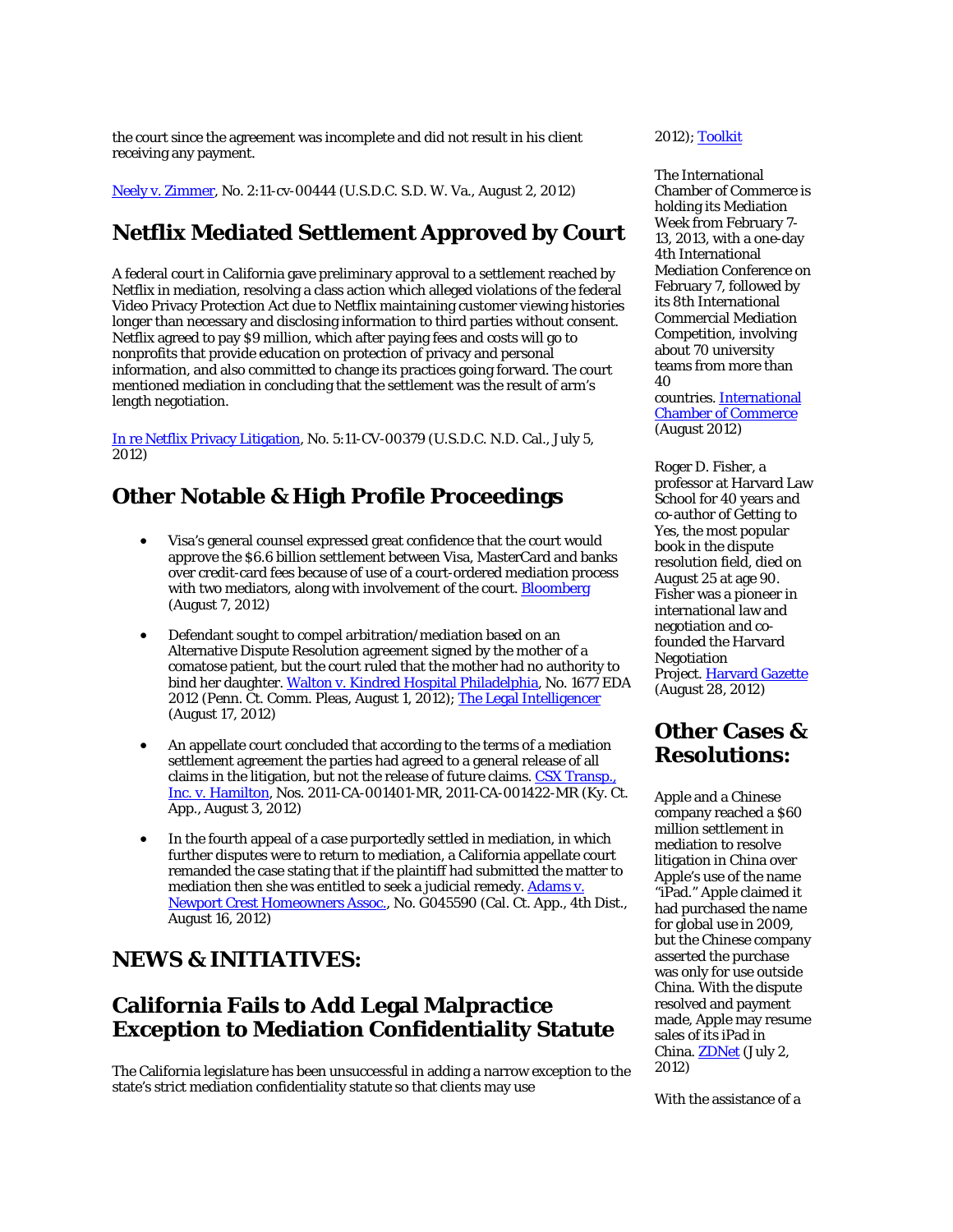the court since the agreement was incomplete and did not result in his client receiving any payment.

Neely v. Zimmer, No. 2:11-cv-00444 (U.S.D.C. S.D. W. Va., August 2, 2012)

## Netflix Mediated Settlement Approved by Court

A federal court in California gave preliminary approval to a settlement reached by Netflix in mediation, resolving a class action which alleged violations of the federal Video Privacy Protection Act due to Netflix maintaining customer viewing histories longer than necessary and disclosing information to third parties without consent. Netflix agreed to pay $9 million, which after paying fees and costs will go to nonprofits that provide education on protection of privacy and personal information, and also committed to change its practices going forward. The court mentioned mediation in concluding that the settlement was the result of arm's length negotiation.

In re Netflix Privacy Litigation, No. 5:11-CV-00379 (U.S.D.C. N.D. Cal., July 5, 2012)

## Other Notable & High Profile Proceedings

- Visa's general counsel expressed great confidence that the court would approve the $6.6 billion settlement between Visa, MasterCard and banks over credit-card fees because of use of a court-ordered mediation process with two mediators, along with involvement of the court. Bloomberg (August 7, 2012)
- Defendant sought to compel arbitration/mediation based on an Alternative Dispute Resolution agreement signed by the mother of a comatose patient, but the court ruled that the mother had no authority to bind her daughter. Walton v. Kindred Hospital Philadelphia, No. 1677 EDA 2012 (Penn. Ct. Comm. Pleas, August 1, 2012); The Legal Intelligencer (August 17, 2012)
- An appellate court concluded that according to the terms of a mediation settlement agreement the parties had agreed to a general release of all claims in the litigation, but not the release of future claims. CSX Transp., Inc. v. Hamilton, Nos. 2011-CA-001401-MR, 2011-CA-001422-MR (Ky. Ct. App., August 3, 2012)
- In the fourth appeal of a case purportedly settled in mediation, in which further disputes were to return to mediation, a California appellate court remanded the case stating that if the plaintiff had submitted the matter to mediation then she was entitled to seek a judicial remedy. Adams v. Newport Crest Homeowners Assoc., No. G045590 (Cal. Ct. App., 4th Dist., August 16, 2012)

## NEWS & INITIATIVES:

## California Fails to Add Legal Malpractice Exception to Mediation Confidentiality Statute

The California legislature has been unsuccessful in adding a narrow exception to the state's strict mediation confidentiality statute so that clients may use

2012); Toolkit

The International Chamber of Commerce is holding its Mediation Week from February 7-13, 2013, with a one-day 4th International Mediation Conference on February 7, followed by its 8th International Commercial Mediation Competition, involving about 70 university teams from more than 40 countries. International Chamber of Commerce (August 2012)

Roger D. Fisher, a professor at Harvard Law School for 40 years and co-author of Getting to Yes, the most popular book in the dispute resolution field, died on August 25 at age 90. Fisher was a pioneer in international law and negotiation and co-founded the Harvard Negotiation Project. Harvard Gazette (August 28, 2012)

## Other Cases & Resolutions:

Apple and a Chinese company reached a $60 million settlement in mediation to resolve litigation in China over Apple's use of the name "iPad." Apple claimed it had purchased the name for global use in 2009, but the Chinese company asserted the purchase was only for use outside China. With the dispute resolved and payment made, Apple may resume sales of its iPad in China. ZDNet (July 2, 2012)

With the assistance of a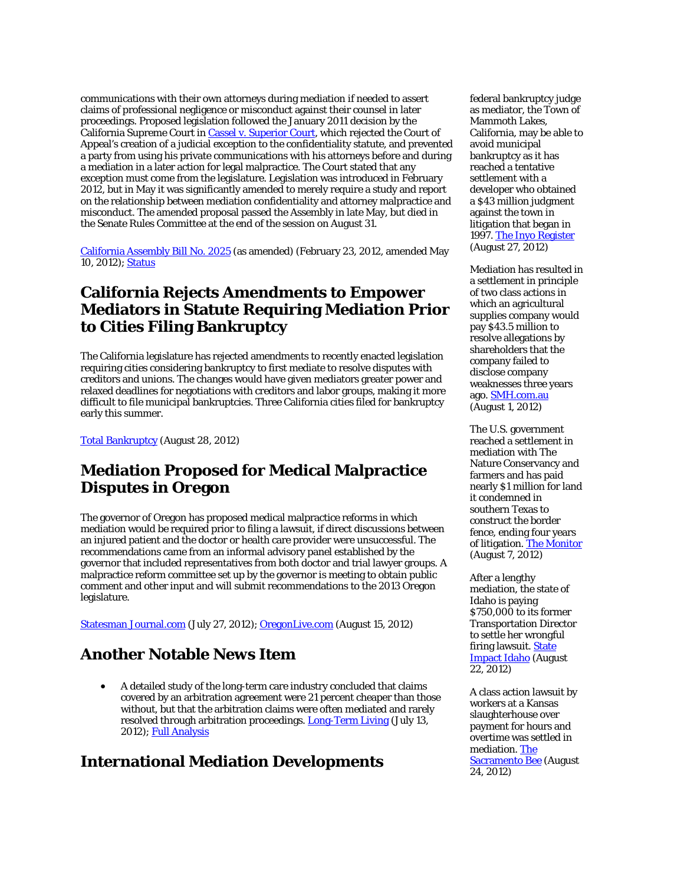communications with their own attorneys during mediation if needed to assert claims of professional negligence or misconduct against their counsel in later proceedings. Proposed legislation followed the January 2011 decision by the California Supreme Court in Cassel v. Superior Court, which rejected the Court of Appeal's creation of a judicial exception to the confidentiality statute, and prevented a party from using his private communications with his attorneys before and during a mediation in a later action for legal malpractice. The Court stated that any exception must come from the legislature. Legislation was introduced in February 2012, but in May it was significantly amended to merely require a study and report on the relationship between mediation confidentiality and attorney malpractice and misconduct. The amended proposal passed the Assembly in late May, but died in the Senate Rules Committee at the end of the session on August 31.

California Assembly Bill No. 2025 (as amended) (February 23, 2012, amended May 10, 2012); Status

## California Rejects Amendments to Empower Mediators in Statute Requiring Mediation Prior to Cities Filing Bankruptcy

The California legislature has rejected amendments to recently enacted legislation requiring cities considering bankruptcy to first mediate to resolve disputes with creditors and unions. The changes would have given mediators greater power and relaxed deadlines for negotiations with creditors and labor groups, making it more difficult to file municipal bankruptcies. Three California cities filed for bankruptcy early this summer.

Total Bankruptcy (August 28, 2012)

## Mediation Proposed for Medical Malpractice Disputes in Oregon

The governor of Oregon has proposed medical malpractice reforms in which mediation would be required prior to filing a lawsuit, if direct discussions between an injured patient and the doctor or health care provider were unsuccessful. The recommendations came from an informal advisory panel established by the governor that included representatives from both doctor and trial lawyer groups. A malpractice reform committee set up by the governor is meeting to obtain public comment and other input and will submit recommendations to the 2013 Oregon legislature.

Statesman Journal.com (July 27, 2012); OregonLive.com (August 15, 2012)

## Another Notable News Item

- A detailed study of the long-term care industry concluded that claims covered by an arbitration agreement were 21 percent cheaper than those without, but that the arbitration claims were often mediated and rarely resolved through arbitration proceedings. Long-Term Living (July 13, 2012); Full Analysis

## International Mediation Developments

federal bankruptcy judge as mediator, the Town of Mammoth Lakes, California, may be able to avoid municipal bankruptcy as it has reached a tentative settlement with a developer who obtained a $43 million judgment against the town in litigation that began in 1997. The Inyo Register (August 27, 2012)

Mediation has resulted in a settlement in principle of two class actions in which an agricultural supplies company would pay $43.5 million to resolve allegations by shareholders that the company failed to disclose company weaknesses three years ago. SMH.com.au (August 1, 2012)

The U.S. government reached a settlement in mediation with The Nature Conservancy and farmers and has paid nearly $1 million for land it condemned in southern Texas to construct the border fence, ending four years of litigation. The Monitor (August 7, 2012)

After a lengthy mediation, the state of Idaho is paying $750,000 to its former Transportation Director to settle her wrongful firing lawsuit. State Impact Idaho (August 22, 2012)

A class action lawsuit by workers at a Kansas slaughterhouse over payment for hours and overtime was settled in mediation. The Sacramento Bee (August 24, 2012)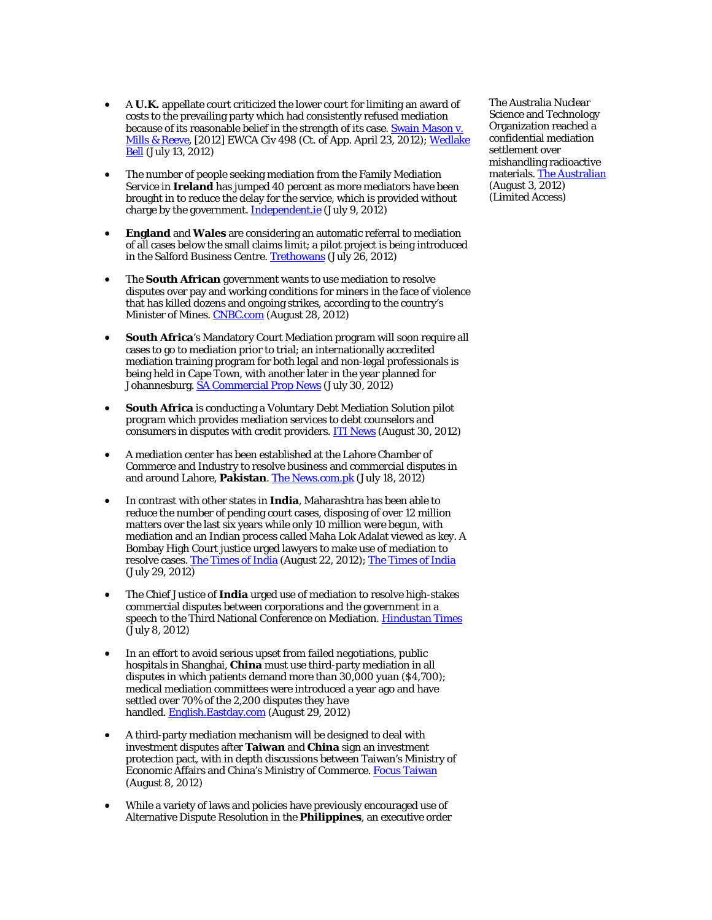- A **U.K.** appellate court criticized the lower court for limiting an award of costs to the prevailing party which had consistently refused mediation because of its reasonable belief in the strength of its case. [Swain Mason v. Mills & Reeve](), [2012] EWCA Civ 498 (Ct. of App. April 23, 2012); [Wedlake Bell]() (July 13, 2012)

- The number of people seeking mediation from the Family Mediation Service in **Ireland** has jumped 40 percent as more mediators have been brought in to reduce the delay for the service, which is provided without charge by the government. [Independent.ie]() (July 9, 2012)

- **England** and **Wales** are considering an automatic referral to mediation of all cases below the small claims limit; a pilot project is being introduced in the Salford Business Centre. [Trethowans]() (July 26, 2012)

- The **South African** government wants to use mediation to resolve disputes over pay and working conditions for miners in the face of violence that has killed dozens and ongoing strikes, according to the country's Minister of Mines. [CNBC.com]() (August 28, 2012)

- **South Africa**'s Mandatory Court Mediation program will soon require all cases to go to mediation prior to trial; an internationally accredited mediation training program for both legal and non-legal professionals is being held in Cape Town, with another later in the year planned for Johannesburg. [SA Commercial Prop News]() (July 30, 2012)

- **South Africa** is conducting a Voluntary Debt Mediation Solution pilot program which provides mediation services to debt counselors and consumers in disputes with credit providers. [ITI News]() (August 30, 2012)

- A mediation center has been established at the Lahore Chamber of Commerce and Industry to resolve business and commercial disputes in and around Lahore, **Pakistan**. [The News.com.pk]() (July 18, 2012)

- In contrast with other states in **India**, Maharashtra has been able to reduce the number of pending court cases, disposing of over 12 million matters over the last six years while only 10 million were begun, with mediation and an Indian process called Maha Lok Adalat viewed as key. A Bombay High Court justice urged lawyers to make use of mediation to resolve cases. [The Times of India]() (August 22, 2012); [The Times of India]() (July 29, 2012)

- The Chief Justice of **India** urged use of mediation to resolve high-stakes commercial disputes between corporations and the government in a speech to the Third National Conference on Mediation. [Hindustan Times]() (July 8, 2012)

- In an effort to avoid serious upset from failed negotiations, public hospitals in Shanghai, **China** must use third-party mediation in all disputes in which patients demand more than 30,000 yuan ($4,700); medical mediation committees were introduced a year ago and have settled over 70% of the 2,200 disputes they have handled. [English.Eastday.com]() (August 29, 2012)

- A third-party mediation mechanism will be designed to deal with investment disputes after **Taiwan** and **China** sign an investment protection pact, with in depth discussions between Taiwan's Ministry of Economic Affairs and China's Ministry of Commerce. [Focus Taiwan]() (August 8, 2012)

- While a variety of laws and policies have previously encouraged use of Alternative Dispute Resolution in the **Philippines**, an executive order

The Australia Nuclear Science and Technology Organization reached a confidential mediation settlement over mishandling radioactive materials. [The Australian]() (August 3, 2012) (Limited Access)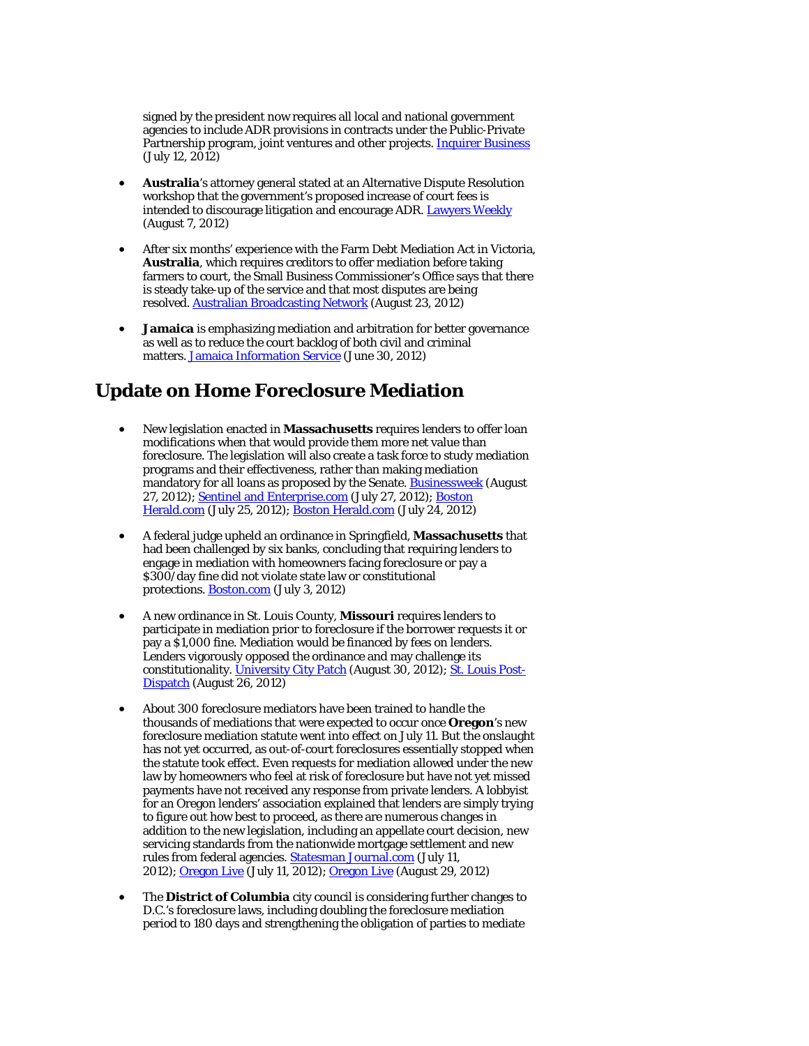signed by the president now requires all local and national government agencies to include ADR provisions in contracts under the Public-Private Partnership program, joint ventures and other projects. [Inquirer Business](#) (July 12, 2012)

- **Australia**'s attorney general stated at an Alternative Dispute Resolution workshop that the government's proposed increase of court fees is intended to discourage litigation and encourage ADR. [Lawyers Weekly](#) (August 7, 2012)

- After six months' experience with the Farm Debt Mediation Act in Victoria, **Australia**, which requires creditors to offer mediation before taking farmers to court, the Small Business Commissioner's Office says that there is steady take-up of the service and that most disputes are being resolved. [Australian Broadcasting Network](#) (August 23, 2012)

- **Jamaica** is emphasizing mediation and arbitration for better governance as well as to reduce the court backlog of both civil and criminal matters. [Jamaica Information Service](#) (June 30, 2012)

## Update on Home Foreclosure Mediation

- New legislation enacted in **Massachusetts** requires lenders to offer loan modifications when that would provide them more net value than foreclosure. The legislation will also create a task force to study mediation programs and their effectiveness, rather than making mediation mandatory for all loans as proposed by the Senate. [Businessweek](#) (August 27, 2012); [Sentinel and Enterprise.com](#) (July 27, 2012); [Boston Herald.com](#) (July 25, 2012); [Boston Herald.com](#) (July 24, 2012)

- A federal judge upheld an ordinance in Springfield, **Massachusetts** that had been challenged by six banks, concluding that requiring lenders to engage in mediation with homeowners facing foreclosure or pay a $300/day fine did not violate state law or constitutional protections. [Boston.com](#) (July 3, 2012)

- A new ordinance in St. Louis County, **Missouri** requires lenders to participate in mediation prior to foreclosure if the borrower requests it or pay a $1,000 fine. Mediation would be financed by fees on lenders. Lenders vigorously opposed the ordinance and may challenge its constitutionality. [University City Patch](#) (August 30, 2012); [St. Louis Post-Dispatch](#) (August 26, 2012)

- About 300 foreclosure mediators have been trained to handle the thousands of mediations that were expected to occur once **Oregon**'s new foreclosure mediation statute went into effect on July 11. But the onslaught has not yet occurred, as out-of-court foreclosures essentially stopped when the statute took effect. Even requests for mediation allowed under the new law by homeowners who feel at risk of foreclosure but have not yet missed payments have not received any response from private lenders. A lobbyist for an Oregon lenders' association explained that lenders are simply trying to figure out how best to proceed, as there are numerous changes in addition to the new legislation, including an appellate court decision, new servicing standards from the nationwide mortgage settlement and new rules from federal agencies. [Statesman Journal.com](#) (July 11, 2012); [Oregon Live](#) (July 11, 2012); [Oregon Live](#) (August 29, 2012)

- The **District of Columbia** city council is considering further changes to D.C.'s foreclosure laws, including doubling the foreclosure mediation period to 180 days and strengthening the obligation of parties to mediate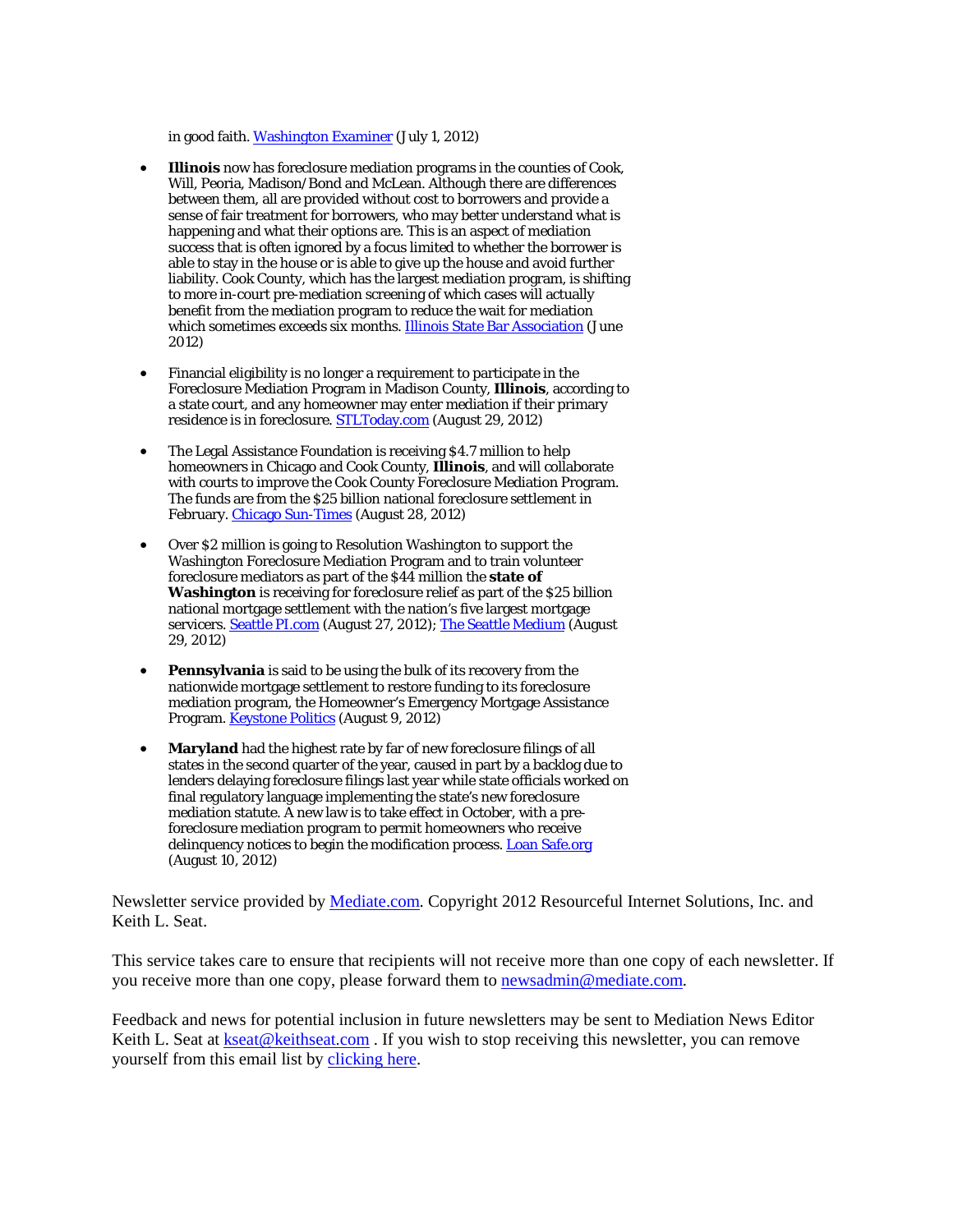in good faith. Washington Examiner (July 1, 2012)

- **Illinois** now has foreclosure mediation programs in the counties of Cook, Will, Peoria, Madison/Bond and McLean. Although there are differences between them, all are provided without cost to borrowers and provide a sense of fair treatment for borrowers, who may better understand what is happening and what their options are. This is an aspect of mediation success that is often ignored by a focus limited to whether the borrower is able to stay in the house or is able to give up the house and avoid further liability. Cook County, which has the largest mediation program, is shifting to more in-court pre-mediation screening of which cases will actually benefit from the mediation program to reduce the wait for mediation which sometimes exceeds six months. Illinois State Bar Association (June 2012)

- Financial eligibility is no longer a requirement to participate in the Foreclosure Mediation Program in Madison County, **Illinois**, according to a state court, and any homeowner may enter mediation if their primary residence is in foreclosure. STLToday.com (August 29, 2012)

- The Legal Assistance Foundation is receiving $4.7 million to help homeowners in Chicago and Cook County, **Illinois**, and will collaborate with courts to improve the Cook County Foreclosure Mediation Program. The funds are from the $25 billion national foreclosure settlement in February. Chicago Sun-Times (August 28, 2012)

- Over $2 million is going to Resolution Washington to support the Washington Foreclosure Mediation Program and to train volunteer foreclosure mediators as part of the $44 million the **state of Washington** is receiving for foreclosure relief as part of the $25 billion national mortgage settlement with the nation's five largest mortgage servicers. Seattle PI.com (August 27, 2012); The Seattle Medium (August 29, 2012)

- **Pennsylvania** is said to be using the bulk of its recovery from the nationwide mortgage settlement to restore funding to its foreclosure mediation program, the Homeowner's Emergency Mortgage Assistance Program. Keystone Politics (August 9, 2012)

- **Maryland** had the highest rate by far of new foreclosure filings of all states in the second quarter of the year, caused in part by a backlog due to lenders delaying foreclosure filings last year while state officials worked on final regulatory language implementing the state's new foreclosure mediation statute. A new law is to take effect in October, with a pre-foreclosure mediation program to permit homeowners who receive delinquency notices to begin the modification process. Loan Safe.org (August 10, 2012)

Newsletter service provided by Mediate.com. Copyright 2012 Resourceful Internet Solutions, Inc. and Keith L. Seat.

This service takes care to ensure that recipients will not receive more than one copy of each newsletter. If you receive more than one copy, please forward them to newsadmin@mediate.com.

Feedback and news for potential inclusion in future newsletters may be sent to Mediation News Editor Keith L. Seat at kseat@keithseat.com . If you wish to stop receiving this newsletter, you can remove yourself from this email list by clicking here.